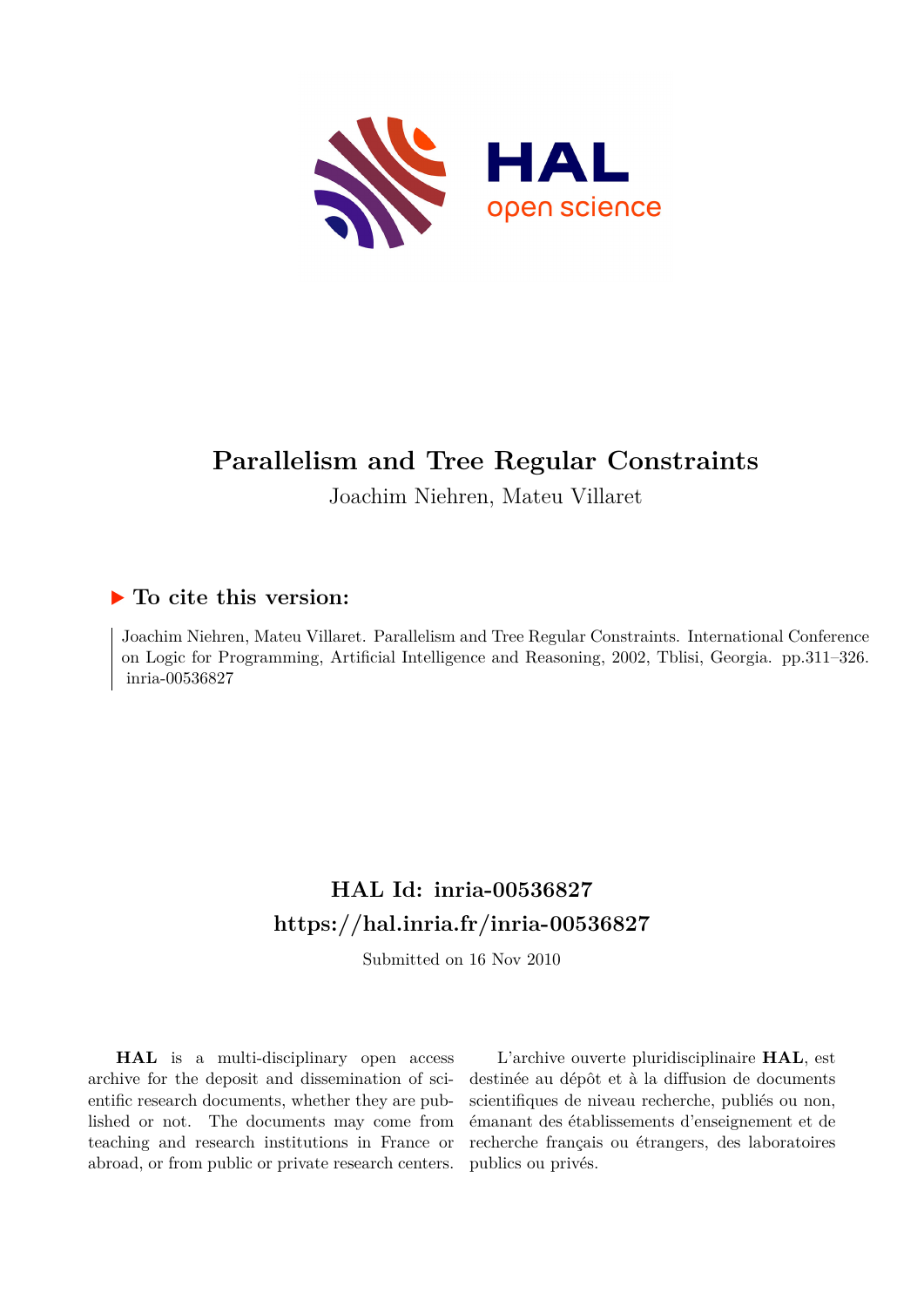# Parallelism and Tree Regular Constraints

Joachim Niehren, Mateu Villaret

## ▶ To cite this version:

Joachim Niehren, Mateu Villaret. Parallelism and Tree Regular Constraints. International Conference on Logic for Programming, Artificial Intelligence and Reasoning, 2002, Tblisi, Georgia. pp.311–326. inria-00536827

## HAL Id: inria-00536827

## https://hal.inria.fr/inria-00536827

Submitted on 16 Nov 2010

**HAL** is a multi-disciplinary open access archive for the deposit and dissemination of scientific research documents, whether they are published or not. The documents may come from teaching and research institutions in France or abroad, or from public or private research centers.

L'archive ouverte pluridisciplinaire **HAL**, est destinée au dépôt et à la diffusion de documents scientifiques de niveau recherche, publiés ou non, émanant des établissements d'enseignement et de recherche français ou étrangers, des laboratoires publics ou privés.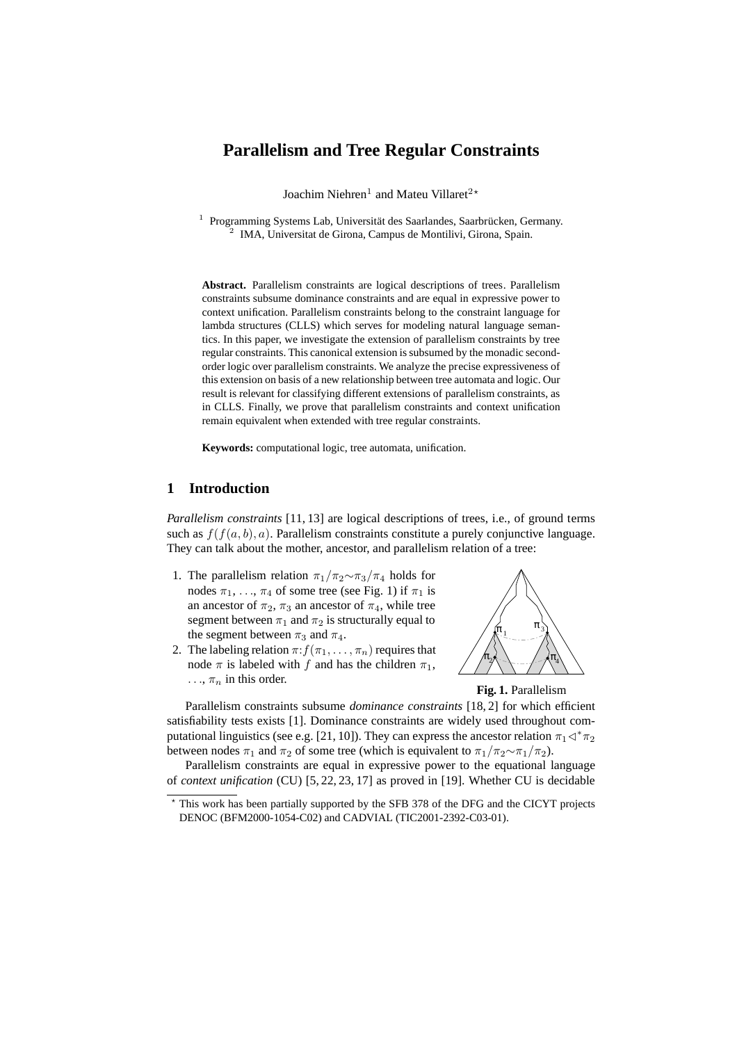# Parallelism and Tree Regular Constraints

Joachim Niehren[1] and Mateu Villaret[2]*

[1] Programming Systems Lab, Universität des Saarlandes, Saarbrücken, Germany.
[2] IMA, Universitat de Girona, Campus de Montilivi, Girona, Spain.

**Abstract.** Parallelism constraints are logical descriptions of trees. Parallelism constraints subsume dominance constraints and are equal in expressive power to context unification. Parallelism constraints belong to the constraint language for lambda structures (CLLS) which serves for modeling natural language semantics. In this paper, we investigate the extension of parallelism constraints by tree regular constraints. This canonical extension is subsumed by the monadic second-order logic over parallelism constraints. We analyze the precise expressiveness of this extension on basis of a new relationship between tree automata and logic. Our result is relevant for classifying different extensions of parallelism constraints, as in CLLS. Finally, we prove that parallelism constraints and context unification remain equivalent when extended with tree regular constraints.

**Keywords:** computational logic, tree automata, unification.

## 1 Introduction

*Parallelism constraints* [11, 13] are logical descriptions of trees, i.e., of ground terms such as $f(f(a, b), a)$. Parallelism constraints constitute a purely conjunctive language. They can talk about the mother, ancestor, and parallelism relation of a tree:

1. The parallelism relation $\pi_1/\pi_2{\sim}\pi_3/\pi_4$ holds for nodes $\pi_1, \ldots, \pi_4$ of some tree (see Fig. 1) if $\pi_1$ is an ancestor of $\pi_2$, $\pi_3$ an ancestor of $\pi_4$, while tree segment between $\pi_1$ and $\pi_2$ is structurally equal to the segment between $\pi_3$ and $\pi_4$.
2. The labeling relation $\pi{:}f(\pi_1, \ldots, \pi_n)$ requires that node $\pi$ is labeled with $f$ and has the children $\pi_1$, $\ldots$, $\pi_n$ in this order.

**Fig. 1.** Parallelism

Parallelism constraints subsume *dominance constraints* [18, 2] for which efficient satisfiability tests exists [1]. Dominance constraints are widely used throughout computational linguistics (see e.g. [21, 10]). They can express the ancestor relation $\pi_1 \triangleleft^* \pi_2$ between nodes $\pi_1$ and $\pi_2$ of some tree (which is equivalent to $\pi_1/\pi_2{\sim}\pi_1/\pi_2$).

Parallelism constraints are equal in expressive power to the equational language of *context unification* (CU) [5, 22, 23, 17] as proved in [19]. Whether CU is decidable

* This work has been partially supported by the SFB 378 of the DFG and the CICYT projects DENOC (BFM2000-1054-C02) and CADVIAL (TIC2001-2392-C03-01).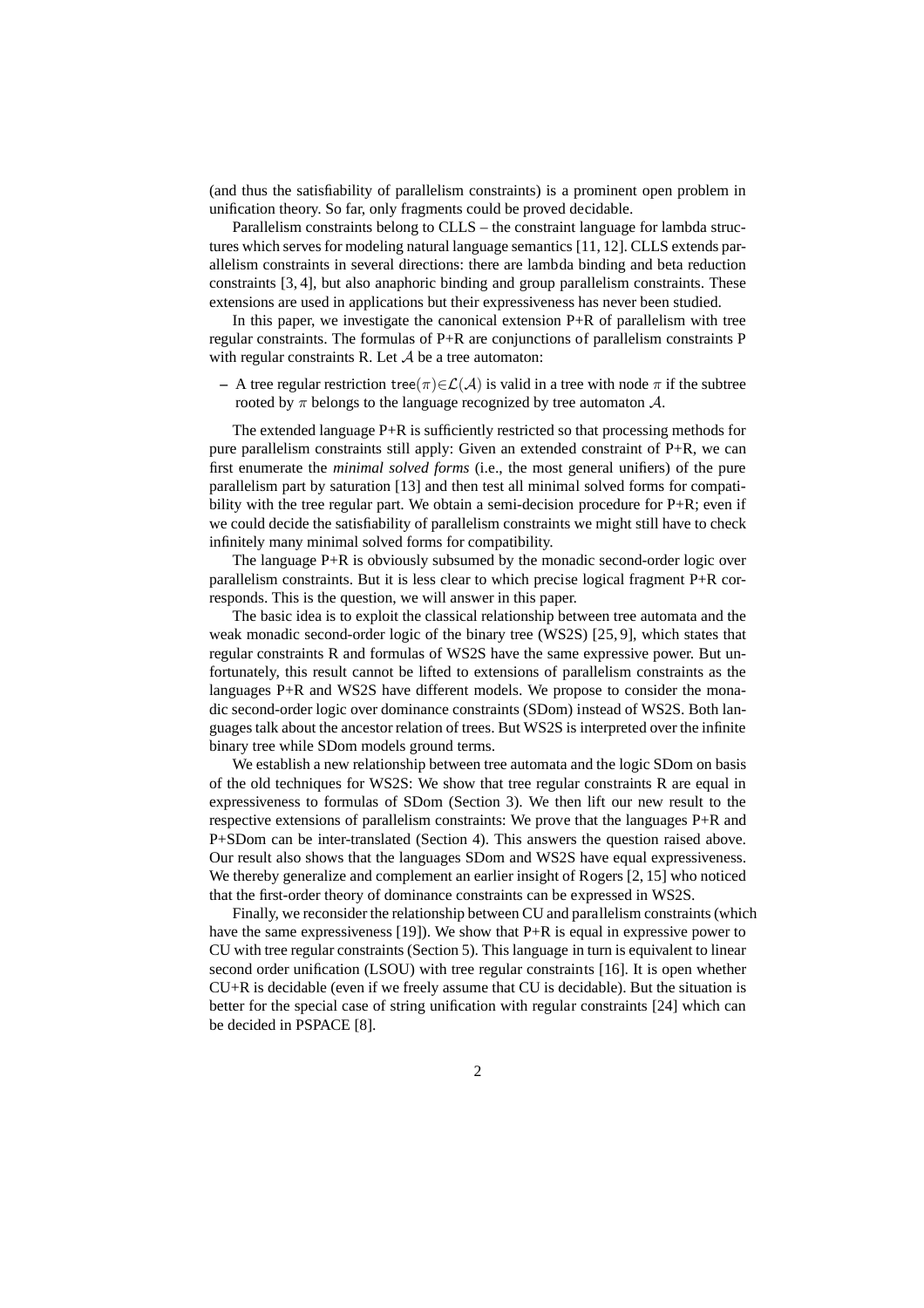(and thus the satisfiability of parallelism constraints) is a prominent open problem in unification theory. So far, only fragments could be proved decidable.

Parallelism constraints belong to CLLS – the constraint language for lambda structures which serves for modeling natural language semantics [11, 12]. CLLS extends parallelism constraints in several directions: there are lambda binding and beta reduction constraints [3, 4], but also anaphoric binding and group parallelism constraints. These extensions are used in applications but their expressiveness has never been studied.

In this paper, we investigate the canonical extension P+R of parallelism with tree regular constraints. The formulas of P+R are conjunctions of parallelism constraints P with regular constraints R. Let $\mathcal{A}$ be a tree automaton:

– A tree regular restriction $\mathsf{tree}(\pi) \in \mathcal{L}(\mathcal{A})$ is valid in a tree with node $\pi$ if the subtree rooted by $\pi$ belongs to the language recognized by tree automaton $\mathcal{A}$.

The extended language P+R is sufficiently restricted so that processing methods for pure parallelism constraints still apply: Given an extended constraint of P+R, we can first enumerate the *minimal solved forms* (i.e., the most general unifiers) of the pure parallelism part by saturation [13] and then test all minimal solved forms for compatibility with the tree regular part. We obtain a semi-decision procedure for P+R; even if we could decide the satisfiability of parallelism constraints we might still have to check infinitely many minimal solved forms for compatibility.

The language P+R is obviously subsumed by the monadic second-order logic over parallelism constraints. But it is less clear to which precise logical fragment P+R corresponds. This is the question, we will answer in this paper.

The basic idea is to exploit the classical relationship between tree automata and the weak monadic second-order logic of the binary tree (WS2S) [25, 9], which states that regular constraints R and formulas of WS2S have the same expressive power. But unfortunately, this result cannot be lifted to extensions of parallelism constraints as the languages P+R and WS2S have different models. We propose to consider the monadic second-order logic over dominance constraints (SDom) instead of WS2S. Both languages talk about the ancestor relation of trees. But WS2S is interpreted over the infinite binary tree while SDom models ground terms.

We establish a new relationship between tree automata and the logic SDom on basis of the old techniques for WS2S: We show that tree regular constraints R are equal in expressiveness to formulas of SDom (Section 3). We then lift our new result to the respective extensions of parallelism constraints: We prove that the languages P+R and P+SDom can be inter-translated (Section 4). This answers the question raised above. Our result also shows that the languages SDom and WS2S have equal expressiveness. We thereby generalize and complement an earlier insight of Rogers [2, 15] who noticed that the first-order theory of dominance constraints can be expressed in WS2S.

Finally, we reconsider the relationship between CU and parallelism constraints (which have the same expressiveness [19]). We show that P+R is equal in expressive power to CU with tree regular constraints (Section 5). This language in turn is equivalent to linear second order unification (LSOU) with tree regular constraints [16]. It is open whether CU+R is decidable (even if we freely assume that CU is decidable). But the situation is better for the special case of string unification with regular constraints [24] which can be decided in PSPACE [8].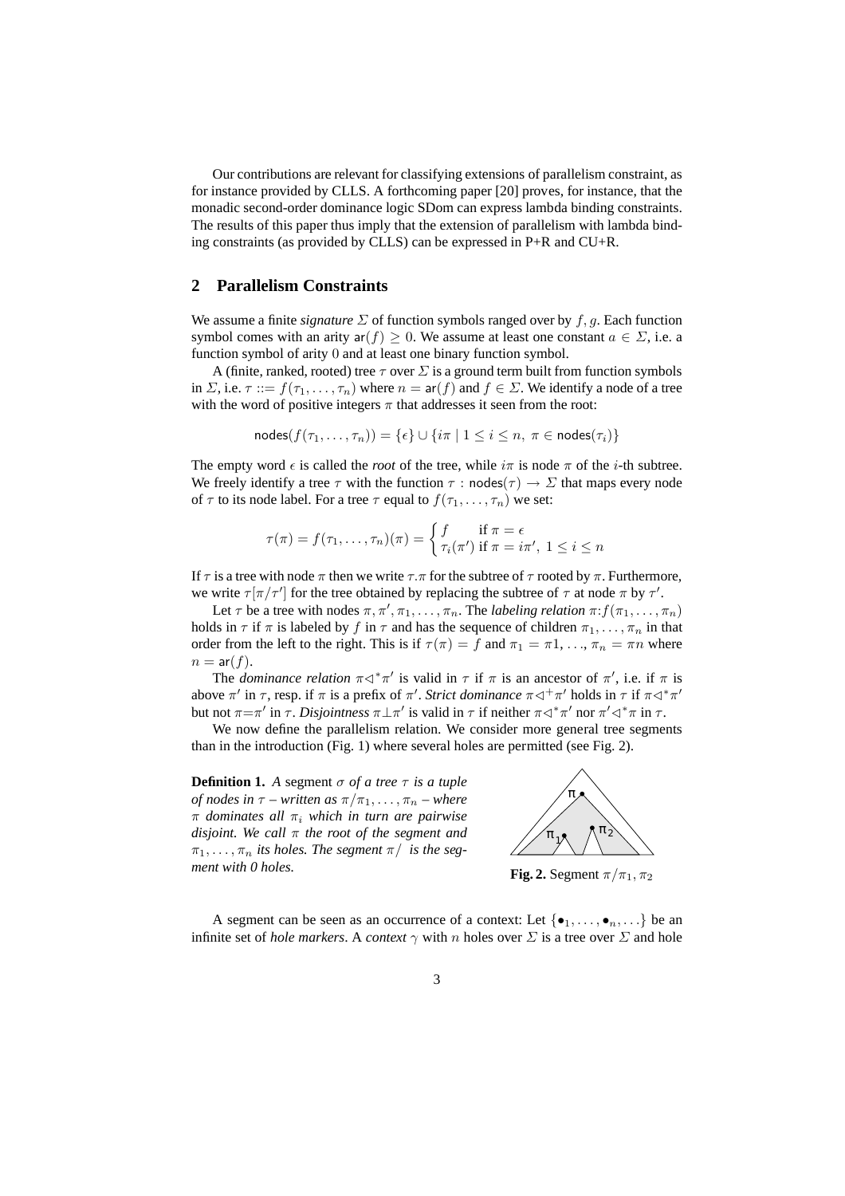Our contributions are relevant for classifying extensions of parallelism constraint, as for instance provided by CLLS. A forthcoming paper [20] proves, for instance, that the monadic second-order dominance logic SDom can express lambda binding constraints. The results of this paper thus imply that the extension of parallelism with lambda binding constraints (as provided by CLLS) can be expressed in P+R and CU+R.

## 2 Parallelism Constraints

We assume a finite *signature* $\Sigma$ of function symbols ranged over by $f, g$. Each function symbol comes with an arity $\mathsf{ar}(f) \geq 0$. We assume at least one constant $a \in \Sigma$, i.e. a function symbol of arity $0$ and at least one binary function symbol.

A (finite, ranked, rooted) tree $\tau$ over $\Sigma$ is a ground term built from function symbols in $\Sigma$, i.e. $\tau ::= f(\tau_1, \ldots, \tau_n)$ where $n = \mathsf{ar}(f)$ and $f \in \Sigma$. We identify a node of a tree with the word of positive integers $\pi$ that addresses it seen from the root:

$$\mathsf{nodes}(f(\tau_1, \ldots, \tau_n)) = \{\epsilon\} \cup \{i\pi \mid 1 \leq i \leq n,\ \pi \in \mathsf{nodes}(\tau_i)\}$$

The empty word $\epsilon$ is called the *root* of the tree, while $i\pi$ is node $\pi$ of the $i$-th subtree. We freely identify a tree $\tau$ with the function $\tau : \mathsf{nodes}(\tau) \to \Sigma$ that maps every node of $\tau$ to its node label. For a tree $\tau$ equal to $f(\tau_1, \ldots, \tau_n)$ we set:

$$\tau(\pi) = f(\tau_1, \ldots, \tau_n)(\pi) = \begin{cases} f & \text{if } \pi = \epsilon \\ \tau_i(\pi') & \text{if } \pi = i\pi',\ 1 \leq i \leq n \end{cases}$$

If $\tau$ is a tree with node $\pi$ then we write $\tau.\pi$ for the subtree of $\tau$ rooted by $\pi$. Furthermore, we write $\tau[\pi/\tau']$ for the tree obtained by replacing the subtree of $\tau$ at node $\pi$ by $\tau'$.

Let $\tau$ be a tree with nodes $\pi, \pi', \pi_1, \ldots, \pi_n$. The *labeling relation* $\pi{:}f(\pi_1, \ldots, \pi_n)$ holds in $\tau$ if $\pi$ is labeled by $f$ in $\tau$ and has the sequence of children $\pi_1, \ldots, \pi_n$ in that order from the left to the right. This is if $\tau(\pi) = f$ and $\pi_1 = \pi 1, \ldots, \pi_n = \pi n$ where $n = \mathsf{ar}(f)$.

The *dominance relation* $\pi \triangleleft^* \pi'$ is valid in $\tau$ if $\pi$ is an ancestor of $\pi'$, i.e. if $\pi$ is above $\pi'$ in $\tau$, resp. if $\pi$ is a prefix of $\pi'$. *Strict dominance* $\pi \triangleleft^+ \pi'$ holds in $\tau$ if $\pi \triangleleft^* \pi'$ but not $\pi{=}\pi'$ in $\tau$. *Disjointness* $\pi \perp \pi'$ is valid in $\tau$ if neither $\pi \triangleleft^* \pi'$ nor $\pi' \triangleleft^* \pi$ in $\tau$.

We now define the parallelism relation. We consider more general tree segments than in the introduction (Fig. 1) where several holes are permitted (see Fig. 2).

**Definition 1.** *A* segment $\sigma$ *of a tree* $\tau$ *is a tuple of nodes in* $\tau$ *– written as* $\pi/\pi_1, \ldots, \pi_n$ *– where* $\pi$ *dominates all* $\pi_i$ *which in turn are pairwise disjoint. We call* $\pi$ *the root of the segment and* $\pi_1, \ldots, \pi_n$ *its holes. The segment* $\pi/$ *is the segment with 0 holes.*

**Fig. 2.** Segment $\pi/\pi_1, \pi_2$

A segment can be seen as an occurrence of a context: Let $\{\bullet_1, \ldots, \bullet_n, \ldots\}$ be an infinite set of *hole markers*. A *context* $\gamma$ with $n$ holes over $\Sigma$ is a tree over $\Sigma$ and hole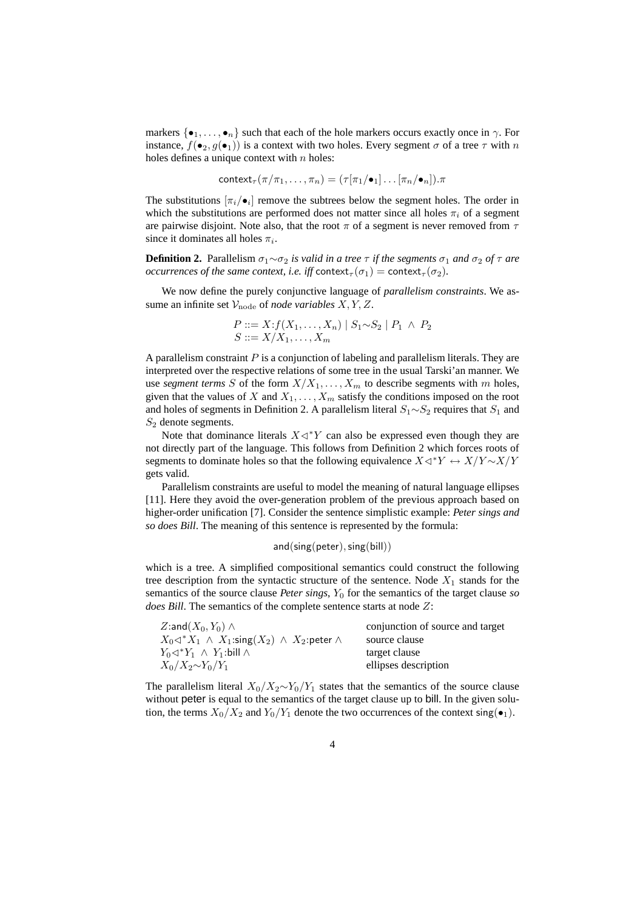markers $\{\bullet_1, \ldots, \bullet_n\}$ such that each of the hole markers occurs exactly once in $\gamma$. For instance, $f(\bullet_2, g(\bullet_1))$ is a context with two holes. Every segment $\sigma$ of a tree $\tau$ with $n$ holes defines a unique context with $n$ holes:

$$\mathsf{context}_\tau(\pi/\pi_1, \ldots, \pi_n) = (\tau[\pi_1/\bullet_1] \ldots [\pi_n/\bullet_n]).\pi$$

The substitutions $[\pi_i/\bullet_i]$ remove the subtrees below the segment holes. The order in which the substitutions are performed does not matter since all holes $\pi_i$ of a segment are pairwise disjoint. Note also, that the root $\pi$ of a segment is never removed from $\tau$ since it dominates all holes $\pi_i$.

**Definition 2.** Parallelism $\sigma_1{\sim}\sigma_2$ *is valid in a tree* $\tau$ *if the segments* $\sigma_1$ *and* $\sigma_2$ *of* $\tau$ *are occurrences of the same context, i.e. iff* $\mathsf{context}_\tau(\sigma_1) = \mathsf{context}_\tau(\sigma_2)$.

We now define the purely conjunctive language of *parallelism constraints*. We assume an infinite set $\mathcal{V}_{\mathrm{node}}$ of *node variables* $X, Y, Z$.

$$\begin{aligned} P &::= X{:}f(X_1, \ldots, X_n) \mid S_1{\sim}S_2 \mid P_1 \wedge P_2 \\ S &::= X/X_1, \ldots, X_m \end{aligned}$$

A parallelism constraint $P$ is a conjunction of labeling and parallelism literals. They are interpreted over the respective relations of some tree in the usual Tarski'an manner. We use *segment terms* $S$ of the form $X/X_1, \ldots, X_m$ to describe segments with $m$ holes, given that the values of $X$ and $X_1, \ldots, X_m$ satisfy the conditions imposed on the root and holes of segments in Definition 2. A parallelism literal $S_1{\sim}S_2$ requires that $S_1$ and $S_2$ denote segments.

Note that dominance literals $X \triangleleft^* Y$ can also be expressed even though they are not directly part of the language. This follows from Definition 2 which forces roots of segments to dominate holes so that the following equivalence $X \triangleleft^* Y \leftrightarrow X/Y{\sim}X/Y$ gets valid.

Parallelism constraints are useful to model the meaning of natural language ellipses [11]. Here they avoid the over-generation problem of the previous approach based on higher-order unification [7]. Consider the sentence simplistic example: *Peter sings and so does Bill*. The meaning of this sentence is represented by the formula:

$$\mathsf{and}(\mathsf{sing}(\mathsf{peter}), \mathsf{sing}(\mathsf{bill}))$$

which is a tree. A simplified compositional semantics could construct the following tree description from the syntactic structure of the sentence. Node $X_1$ stands for the semantics of the source clause *Peter sings*, $Y_0$ for the semantics of the target clause *so does Bill*. The semantics of the complete sentence starts at node $Z$:

| | |
|---|---|
| $Z{:}\mathsf{and}(X_0, Y_0) \wedge$ | conjunction of source and target |
| $X_0 \triangleleft^* X_1 \ \wedge \ X_1{:}\mathsf{sing}(X_2) \ \wedge \ X_2{:}\mathsf{peter} \wedge$ | source clause |
| $Y_0 \triangleleft^* Y_1 \ \wedge \ Y_1{:}\mathsf{bill} \wedge$ | target clause |
| $X_0/X_2{\sim}Y_0/Y_1$ | ellipses description |

The parallelism literal $X_0/X_2{\sim}Y_0/Y_1$ states that the semantics of the source clause without peter is equal to the semantics of the target clause up to bill. In the given solution, the terms $X_0/X_2$ and $Y_0/Y_1$ denote the two occurrences of the context $\mathsf{sing}(\bullet_1)$.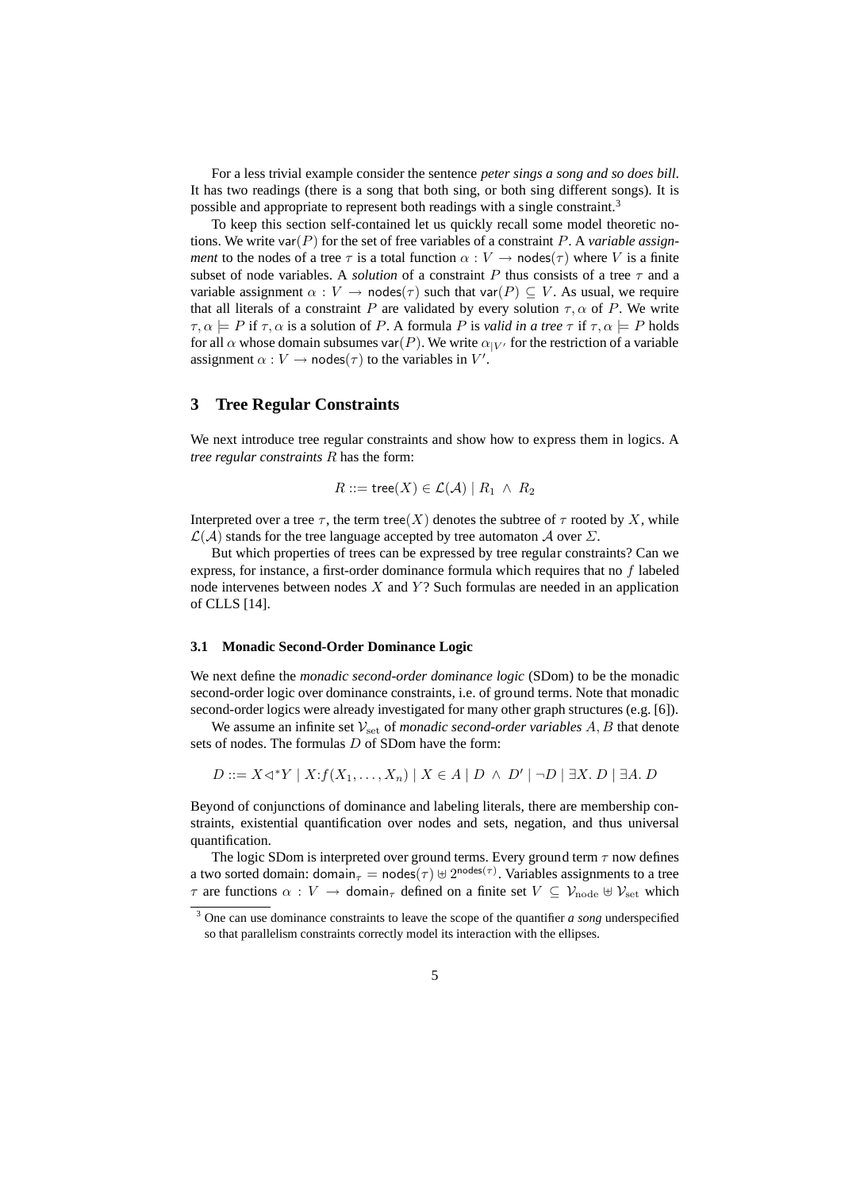For a less trivial example consider the sentence *peter sings a song and so does bill*. It has two readings (there is a song that both sing, or both sing different songs). It is possible and appropriate to represent both readings with a single constraint.[3]

To keep this section self-contained let us quickly recall some model theoretic notions. We write $\mathsf{var}(P)$ for the set of free variables of a constraint $P$. A *variable assignment* to the nodes of a tree $\tau$ is a total function $\alpha : V \rightarrow \mathsf{nodes}(\tau)$ where $V$ is a finite subset of node variables. A *solution* of a constraint $P$ thus consists of a tree $\tau$ and a variable assignment $\alpha : V \rightarrow \mathsf{nodes}(\tau)$ such that $\mathsf{var}(P) \subseteq V$. As usual, we require that all literals of a constraint $P$ are validated by every solution $\tau, \alpha$ of $P$. We write $\tau, \alpha \models P$ if $\tau, \alpha$ is a solution of $P$. A formula $P$ is *valid in a tree* $\tau$ if $\tau, \alpha \models P$ holds for all $\alpha$ whose domain subsumes $\mathsf{var}(P)$. We write $\alpha_{|V'}$ for the restriction of a variable assignment $\alpha : V \rightarrow \mathsf{nodes}(\tau)$ to the variables in $V'$.

## 3 Tree Regular Constraints

We next introduce tree regular constraints and show how to express them in logics. A *tree regular constraints* $R$ has the form:

$$R ::= \mathsf{tree}(X) \in \mathcal{L}(\mathcal{A}) \mid R_1 \ \wedge \ R_2$$

Interpreted over a tree $\tau$, the term $\mathsf{tree}(X)$ denotes the subtree of $\tau$ rooted by $X$, while $\mathcal{L}(\mathcal{A})$ stands for the tree language accepted by tree automaton $\mathcal{A}$ over $\Sigma$.

But which properties of trees can be expressed by tree regular constraints? Can we express, for instance, a first-order dominance formula which requires that no $f$ labeled node intervenes between nodes $X$ and $Y$? Such formulas are needed in an application of CLLS [14].

### 3.1 Monadic Second-Order Dominance Logic

We next define the *monadic second-order dominance logic* (SDom) to be the monadic second-order logic over dominance constraints, i.e. of ground terms. Note that monadic second-order logics were already investigated for many other graph structures (e.g. [6]).

We assume an infinite set $\mathcal{V}_{\mathrm{set}}$ of *monadic second-order variables* $A, B$ that denote sets of nodes. The formulas $D$ of SDom have the form:

$$D ::= X \triangleleft^* Y \mid X{:}f(X_1, \ldots, X_n) \mid X \in A \mid D \ \wedge \ D' \mid \neg D \mid \exists X.\, D \mid \exists A.\, D$$

Beyond of conjunctions of dominance and labeling literals, there are membership constraints, existential quantification over nodes and sets, negation, and thus universal quantification.

The logic SDom is interpreted over ground terms. Every ground term $\tau$ now defines a two sorted domain: $\mathsf{domain}_\tau = \mathsf{nodes}(\tau) \uplus 2^{\mathsf{nodes}(\tau)}$. Variables assignments to a tree $\tau$ are functions $\alpha : V \rightarrow \mathsf{domain}_\tau$ defined on a finite set $V \subseteq \mathcal{V}_{\mathrm{node}} \uplus \mathcal{V}_{\mathrm{set}}$ which

[3] One can use dominance constraints to leave the scope of the quantifier *a song* underspecified so that parallelism constraints correctly model its interaction with the ellipses.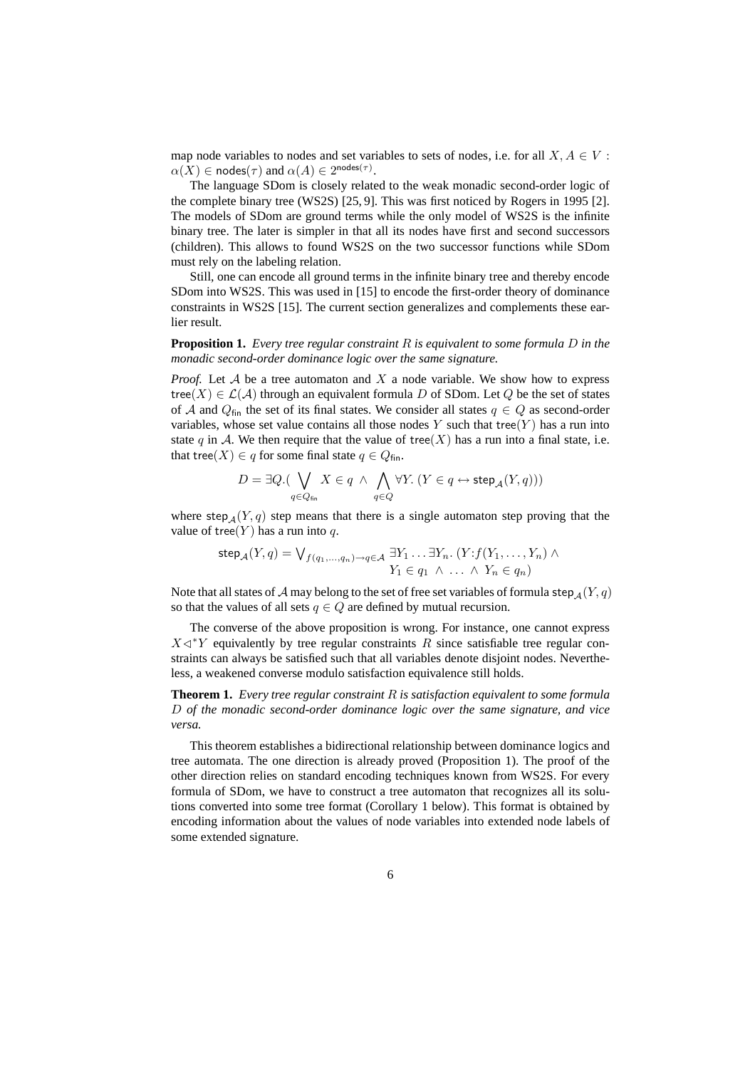map node variables to nodes and set variables to sets of nodes, i.e. for all $X, A \in V$ : $\alpha(X) \in \mathsf{nodes}(\tau)$ and $\alpha(A) \in 2^{\mathsf{nodes}(\tau)}$.

The language SDom is closely related to the weak monadic second-order logic of the complete binary tree (WS2S) [25, 9]. This was first noticed by Rogers in 1995 [2]. The models of SDom are ground terms while the only model of WS2S is the infinite binary tree. The later is simpler in that all its nodes have first and second successors (children). This allows to found WS2S on the two successor functions while SDom must rely on the labeling relation.

Still, one can encode all ground terms in the infinite binary tree and thereby encode SDom into WS2S. This was used in [15] to encode the first-order theory of dominance constraints in WS2S [15]. The current section generalizes and complements these earlier result.

**Proposition 1.** *Every tree regular constraint $R$ is equivalent to some formula $D$ in the monadic second-order dominance logic over the same signature.*

*Proof.* Let $\mathcal{A}$ be a tree automaton and $X$ a node variable. We show how to express $\mathsf{tree}(X) \in \mathcal{L}(\mathcal{A})$ through an equivalent formula $D$ of SDom. Let $Q$ be the set of states of $\mathcal{A}$ and $Q_{\mathsf{fin}}$ the set of its final states. We consider all states $q \in Q$ as second-order variables, whose set value contains all those nodes $Y$ such that $\mathsf{tree}(Y)$ has a run into state $q$ in $\mathcal{A}$. We then require that the value of $\mathsf{tree}(X)$ has a run into a final state, i.e. that $\mathsf{tree}(X) \in q$ for some final state $q \in Q_{\mathsf{fin}}$.

$$D = \exists Q. ( \bigvee_{q \in Q_{\mathsf{fin}}} X \in q \ \wedge \ \bigwedge_{q \in Q} \forall Y. \ (Y \in q \leftrightarrow \mathsf{step}_{\mathcal{A}}(Y, q)))$$

where $\mathsf{step}_{\mathcal{A}}(Y, q)$ step means that there is a single automaton step proving that the value of $\mathsf{tree}(Y)$ has a run into $q$.

$$\mathsf{step}_{\mathcal{A}}(Y, q) = \bigvee_{f(q_1, \ldots, q_n) \to q \in \mathcal{A}} \exists Y_1 \ldots \exists Y_n. \ (Y{:}f(Y_1, \ldots, Y_n) \ \wedge \ Y_1 \in q_1 \ \wedge \ \ldots \ \wedge \ Y_n \in q_n)$$

Note that all states of $\mathcal{A}$ may belong to the set of free set variables of formula $\mathsf{step}_{\mathcal{A}}(Y, q)$ so that the values of all sets $q \in Q$ are defined by mutual recursion.

The converse of the above proposition is wrong. For instance, one cannot express $X \triangleleft^* Y$ equivalently by tree regular constraints $R$ since satisfiable tree regular constraints can always be satisfied such that all variables denote disjoint nodes. Nevertheless, a weakened converse modulo satisfaction equivalence still holds.

**Theorem 1.** *Every tree regular constraint $R$ is satisfaction equivalent to some formula $D$ of the monadic second-order dominance logic over the same signature, and vice versa.*

This theorem establishes a bidirectional relationship between dominance logics and tree automata. The one direction is already proved (Proposition 1). The proof of the other direction relies on standard encoding techniques known from WS2S. For every formula of SDom, we have to construct a tree automaton that recognizes all its solutions converted into some tree format (Corollary 1 below). This format is obtained by encoding information about the values of node variables into extended node labels of some extended signature.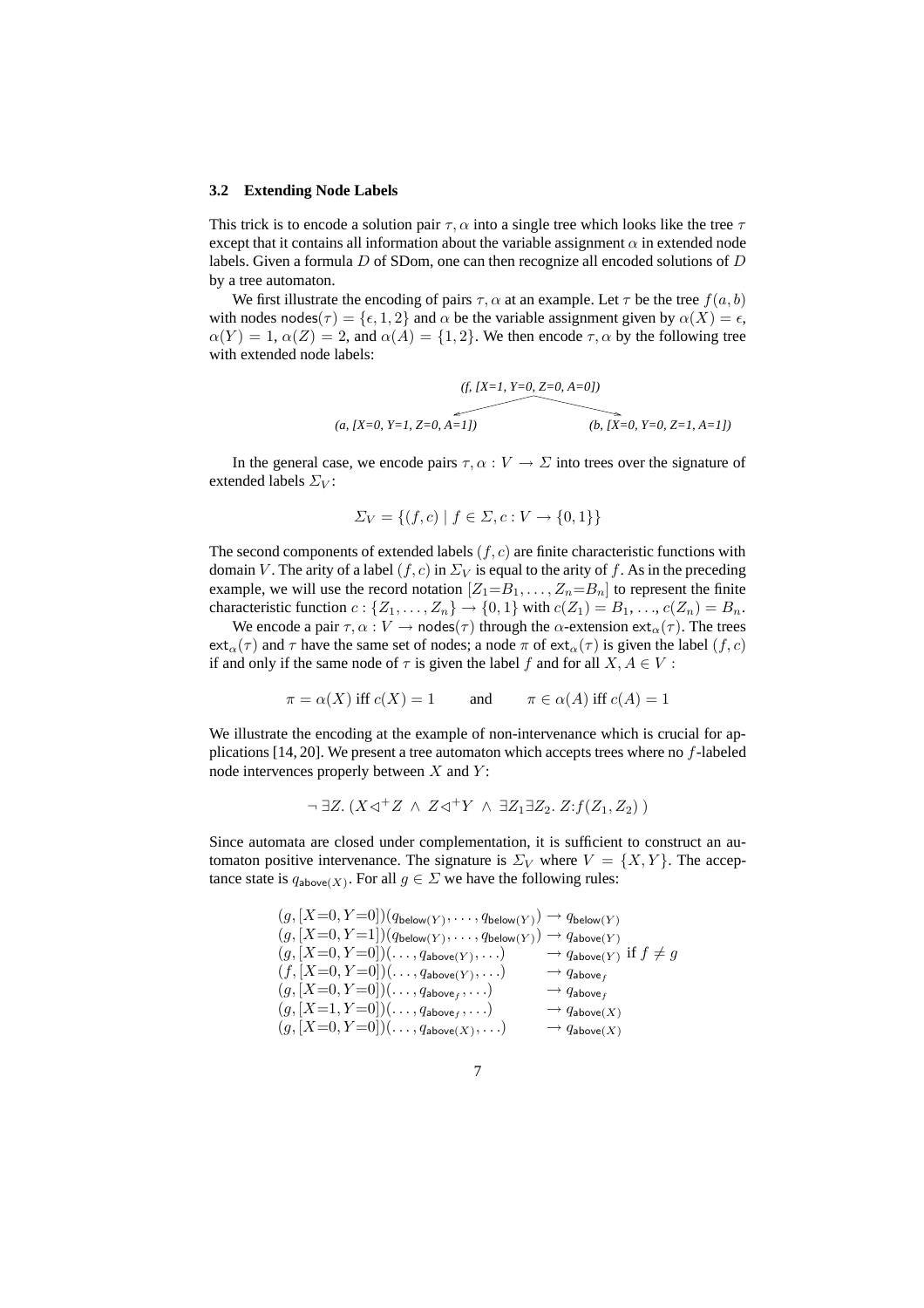### 3.2 Extending Node Labels

This trick is to encode a solution pair $\tau, \alpha$ into a single tree which looks like the tree $\tau$ except that it contains all information about the variable assignment $\alpha$ in extended node labels. Given a formula $D$ of SDom, one can then recognize all encoded solutions of $D$ by a tree automaton.

We first illustrate the encoding of pairs $\tau, \alpha$ at an example. Let $\tau$ be the tree $f(a, b)$ with nodes $\mathsf{nodes}(\tau) = \{\epsilon, 1, 2\}$ and $\alpha$ be the variable assignment given by $\alpha(X) = \epsilon$, $\alpha(Y) = 1$, $\alpha(Z) = 2$, and $\alpha(A) = \{1, 2\}$. We then encode $\tau, \alpha$ by the following tree with extended node labels:

*(f, [X=1, Y=0, Z=0, A=0])*

*(a, [X=0, Y=1, Z=0, A=1])*　　　　*(b, [X=0, Y=0, Z=1, A=1])*

In the general case, we encode pairs $\tau, \alpha : V \to \Sigma$ into trees over the signature of extended labels $\Sigma_V$:

$$\Sigma_V = \{(f, c) \mid f \in \Sigma, c : V \to \{0, 1\}\}$$

The second components of extended labels $(f, c)$ are finite characteristic functions with domain $V$. The arity of a label $(f, c)$ in $\Sigma_V$ is equal to the arity of $f$. As in the preceding example, we will use the record notation $[Z_1{=}B_1, \ldots, Z_n{=}B_n]$ to represent the finite characteristic function $c : \{Z_1, \ldots, Z_n\} \to \{0, 1\}$ with $c(Z_1) = B_1, \ldots, c(Z_n) = B_n$.

We encode a pair $\tau, \alpha : V \to \mathsf{nodes}(\tau)$ through the $\alpha$-extension $\mathsf{ext}_\alpha(\tau)$. The trees $\mathsf{ext}_\alpha(\tau)$ and $\tau$ have the same set of nodes; a node $\pi$ of $\mathsf{ext}_\alpha(\tau)$ is given the label $(f, c)$ if and only if the same node of $\tau$ is given the label $f$ and for all $X, A \in V$ :

$$\pi = \alpha(X) \text{ iff } c(X) = 1 \qquad \text{and} \qquad \pi \in \alpha(A) \text{ iff } c(A) = 1$$

We illustrate the encoding at the example of non-intervenance which is crucial for applications [14, 20]. We present a tree automaton which accepts trees where no $f$-labeled node intervences properly between $X$ and $Y$:

$$\neg\, \exists Z.\, (X \lhd^+ Z \;\wedge\; Z \lhd^+ Y \;\wedge\; \exists Z_1 \exists Z_2.\; Z{:}f(Z_1, Z_2)\,)$$

Since automata are closed under complementation, it is sufficient to construct an automaton positive intervenance. The signature is $\Sigma_V$ where $V = \{X, Y\}$. The acceptance state is $q_{\mathsf{above}(X)}$. For all $g \in \Sigma$ we have the following rules:

$$
\begin{array}{ll}
(g, [X{=}0, Y{=}0])(q_{\mathsf{below}(Y)}, \ldots, q_{\mathsf{below}(Y)}) & \to q_{\mathsf{below}(Y)} \\
(g, [X{=}0, Y{=}1])(q_{\mathsf{below}(Y)}, \ldots, q_{\mathsf{below}(Y)}) & \to q_{\mathsf{above}(Y)} \\
(g, [X{=}0, Y{=}0])(\ldots, q_{\mathsf{above}(Y)}, \ldots) & \to q_{\mathsf{above}(Y)} \text{ if } f \neq g \\
(f, [X{=}0, Y{=}0])(\ldots, q_{\mathsf{above}(Y)}, \ldots) & \to q_{\mathsf{above}_f} \\
(g, [X{=}0, Y{=}0])(\ldots, q_{\mathsf{above}_f}, \ldots) & \to q_{\mathsf{above}_f} \\
(g, [X{=}1, Y{=}0])(\ldots, q_{\mathsf{above}_f}, \ldots) & \to q_{\mathsf{above}(X)} \\
(g, [X{=}0, Y{=}0])(\ldots, q_{\mathsf{above}(X)}, \ldots) & \to q_{\mathsf{above}(X)}
\end{array}
$$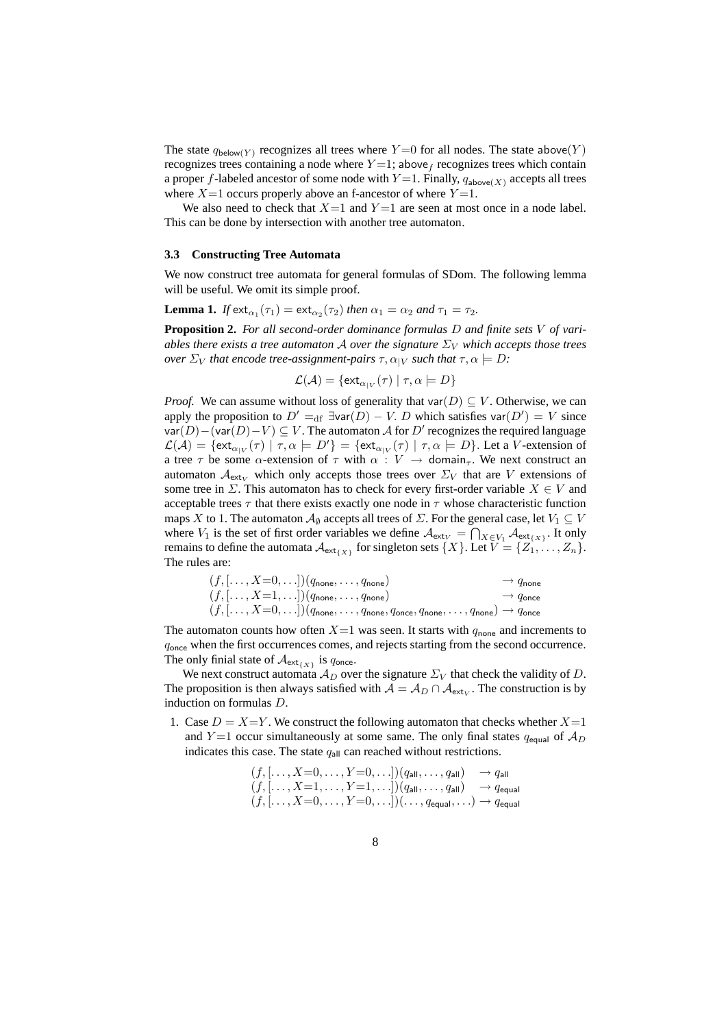The state $q_{\mathsf{below}(Y)}$ recognizes all trees where $Y{=}0$ for all nodes. The state $\mathsf{above}(Y)$ recognizes trees containing a node where $Y{=}1$; $\mathsf{above}_f$ recognizes trees which contain a proper $f$-labeled ancestor of some node with $Y{=}1$. Finally, $q_{\mathsf{above}(X)}$ accepts all trees where $X{=}1$ occurs properly above an f-ancestor of where $Y{=}1$.

We also need to check that $X{=}1$ and $Y{=}1$ are seen at most once in a node label. This can be done by intersection with another tree automaton.

### 3.3 Constructing Tree Automata

We now construct tree automata for general formulas of SDom. The following lemma will be useful. We omit its simple proof.

**Lemma 1.** *If* $\mathsf{ext}_{\alpha_1}(\tau_1) = \mathsf{ext}_{\alpha_2}(\tau_2)$ *then* $\alpha_1 = \alpha_2$ *and* $\tau_1 = \tau_2$*.*

**Proposition 2.** *For all second-order dominance formulas $D$ and finite sets $V$ of variables there exists a tree automaton $\mathcal{A}$ over the signature $\Sigma_V$ which accepts those trees over $\Sigma_V$ that encode tree-assignment-pairs $\tau, \alpha_{|V}$ such that $\tau, \alpha \models D$:*

$$\mathcal{L}(\mathcal{A}) = \{\mathsf{ext}_{\alpha_{|V}}(\tau) \mid \tau, \alpha \models D\}$$

*Proof.* We can assume without loss of generality that $\mathsf{var}(D) \subseteq V$. Otherwise, we can apply the proposition to $D' =_{\mathrm{df}} \exists \mathsf{var}(D) - V.\ D$ which satisfies $\mathsf{var}(D') = V$ since $\mathsf{var}(D) - (\mathsf{var}(D) - V) \subseteq V$. The automaton $\mathcal{A}$ for $D'$ recognizes the required language $\mathcal{L}(\mathcal{A}) = \{\mathsf{ext}_{\alpha_{|V}}(\tau) \mid \tau, \alpha \models D'\} = \{\mathsf{ext}_{\alpha_{|V}}(\tau) \mid \tau, \alpha \models D\}$. Let a $V$-extension of a tree $\tau$ be some $\alpha$-extension of $\tau$ with $\alpha : V \to \mathsf{domain}_\tau$. We next construct an automaton $\mathcal{A}_{\mathsf{ext}_V}$ which only accepts those trees over $\Sigma_V$ that are $V$ extensions of some tree in $\Sigma$. This automaton has to check for every first-order variable $X \in V$ and acceptable trees $\tau$ that there exists exactly one node in $\tau$ whose characteristic function maps $X$ to 1. The automaton $\mathcal{A}_\emptyset$ accepts all trees of $\Sigma$. For the general case, let $V_1 \subseteq V$ where $V_1$ is the set of first order variables we define $\mathcal{A}_{\mathsf{ext}_V} = \bigcap_{X \in V_1} \mathcal{A}_{\mathsf{ext}_{\{X\}}}$. It only remains to define the automata $\mathcal{A}_{\mathsf{ext}_{\{X\}}}$ for singleton sets $\{X\}$. Let $V = \{Z_1, \ldots, Z_n\}$. The rules are:

$$\begin{array}{ll}
(f, [\ldots, X{=}0, \ldots])(q_{\mathsf{none}}, \ldots, q_{\mathsf{none}}) & \to q_{\mathsf{none}} \\
(f, [\ldots, X{=}1, \ldots])(q_{\mathsf{none}}, \ldots, q_{\mathsf{none}}) & \to q_{\mathsf{once}} \\
(f, [\ldots, X{=}0, \ldots])(q_{\mathsf{none}}, \ldots, q_{\mathsf{none}}, q_{\mathsf{once}}, q_{\mathsf{none}}, \ldots, q_{\mathsf{none}}) & \to q_{\mathsf{once}}
\end{array}$$

The automaton counts how often $X{=}1$ was seen. It starts with $q_{\mathsf{none}}$ and increments to $q_{\mathsf{once}}$ when the first occurrences comes, and rejects starting from the second occurrence. The only finial state of $\mathcal{A}_{\mathsf{ext}_{\{X\}}}$ is $q_{\mathsf{once}}$.

We next construct automata $\mathcal{A}_D$ over the signature $\Sigma_V$ that check the validity of $D$. The proposition is then always satisfied with $\mathcal{A} = \mathcal{A}_D \cap \mathcal{A}_{\mathsf{ext}_V}$. The construction is by induction on formulas $D$.

1. Case $D = X{=}Y$. We construct the following automaton that checks whether $X{=}1$ and $Y{=}1$ occur simultaneously at some same. The only final states $q_{\mathsf{equal}}$ of $\mathcal{A}_D$ indicates this case. The state $q_{\mathsf{all}}$ can reached without restrictions.

$$\begin{array}{ll}
(f, [\ldots, X{=}0, \ldots, Y{=}0, \ldots])(q_{\mathsf{all}}, \ldots, q_{\mathsf{all}}) & \to q_{\mathsf{all}} \\
(f, [\ldots, X{=}1, \ldots, Y{=}1, \ldots])(q_{\mathsf{all}}, \ldots, q_{\mathsf{all}}) & \to q_{\mathsf{equal}} \\
(f, [\ldots, X{=}0, \ldots, Y{=}0, \ldots])(\ldots, q_{\mathsf{equal}}, \ldots) & \to q_{\mathsf{equal}}
\end{array}$$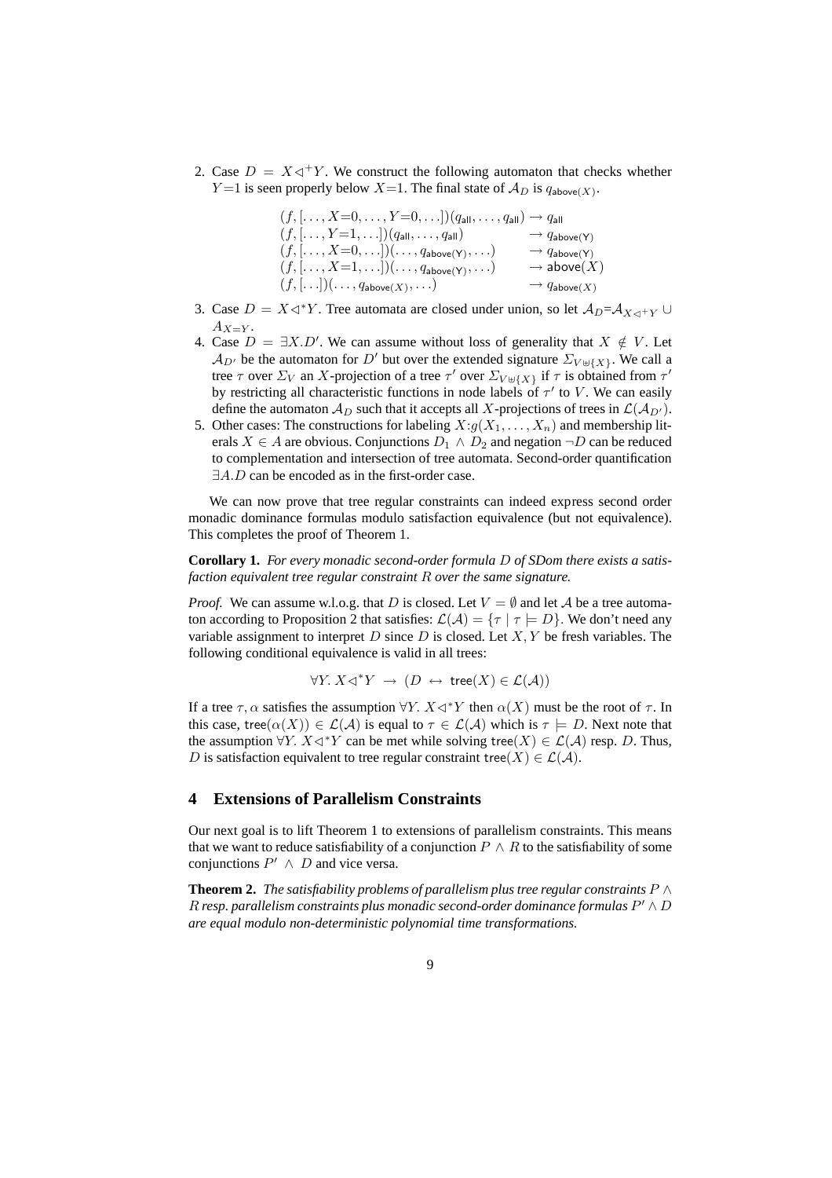2. Case $D = X \triangleleft^+ Y$. We construct the following automaton that checks whether $Y{=}1$ is seen properly below $X{=}1$. The final state of $\mathcal{A}_D$ is $q_{\mathsf{above}(X)}$.

$$\begin{array}{ll}
(f, [\ldots, X{=}0, \ldots, Y{=}0, \ldots])(q_{\mathsf{all}}, \ldots, q_{\mathsf{all}}) & \rightarrow q_{\mathsf{all}} \\
(f, [\ldots, Y{=}1, \ldots])(q_{\mathsf{all}}, \ldots, q_{\mathsf{all}}) & \rightarrow q_{\mathsf{above(Y)}} \\
(f, [\ldots, X{=}0, \ldots])(\ldots, q_{\mathsf{above(Y)}}, \ldots) & \rightarrow q_{\mathsf{above(Y)}} \\
(f, [\ldots, X{=}1, \ldots])(\ldots, q_{\mathsf{above(Y)}}, \ldots) & \rightarrow \mathsf{above}(X) \\
(f, [\ldots])(\ldots, q_{\mathsf{above}(X)}, \ldots) & \rightarrow q_{\mathsf{above}(X)}
\end{array}$$

3. Case $D = X \triangleleft^* Y$. Tree automata are closed under union, so let $\mathcal{A}_D {=} \mathcal{A}_{X \triangleleft^+ Y} \cup A_{X=Y}$.
4. Case $D = \exists X.D'$. We can assume without loss of generality that $X \notin V$. Let $\mathcal{A}_{D'}$ be the automaton for $D'$ but over the extended signature $\Sigma_{V \uplus \{X\}}$. We call a tree $\tau$ over $\Sigma_V$ an $X$-projection of a tree $\tau'$ over $\Sigma_{V \uplus \{X\}}$ if $\tau$ is obtained from $\tau'$ by restricting all characteristic functions in node labels of $\tau'$ to $V$. We can easily define the automaton $\mathcal{A}_D$ such that it accepts all $X$-projections of trees in $\mathcal{L}(\mathcal{A}_{D'})$.
5. Other cases: The constructions for labeling $X{:}g(X_1, \ldots, X_n)$ and membership literals $X \in A$ are obvious. Conjunctions $D_1 \wedge D_2$ and negation $\neg D$ can be reduced to complementation and intersection of tree automata. Second-order quantification $\exists A.D$ can be encoded as in the first-order case.

We can now prove that tree regular constraints can indeed express second order monadic dominance formulas modulo satisfaction equivalence (but not equivalence). This completes the proof of Theorem 1.

**Corollary 1.** *For every monadic second-order formula $D$ of SDom there exists a satisfaction equivalent tree regular constraint $R$ over the same signature.*

*Proof.* We can assume w.l.o.g. that $D$ is closed. Let $V = \emptyset$ and let $\mathcal{A}$ be a tree automaton according to Proposition 2 that satisfies: $\mathcal{L}(\mathcal{A}) = \{\tau \mid \tau \models D\}$. We don't need any variable assignment to interpret $D$ since $D$ is closed. Let $X, Y$ be fresh variables. The following conditional equivalence is valid in all trees:

$$\forall Y.\, X \triangleleft^* Y \;\rightarrow\; (D \;\leftrightarrow\; \mathsf{tree}(X) \in \mathcal{L}(\mathcal{A}))$$

If a tree $\tau, \alpha$ satisfies the assumption $\forall Y.\, X \triangleleft^* Y$ then $\alpha(X)$ must be the root of $\tau$. In this case, $\mathsf{tree}(\alpha(X)) \in \mathcal{L}(\mathcal{A})$ is equal to $\tau \in \mathcal{L}(\mathcal{A})$ which is $\tau \models D$. Next note that the assumption $\forall Y.\, X \triangleleft^* Y$ can be met while solving $\mathsf{tree}(X) \in \mathcal{L}(\mathcal{A})$ resp. $D$. Thus, $D$ is satisfaction equivalent to tree regular constraint $\mathsf{tree}(X) \in \mathcal{L}(\mathcal{A})$.

## 4 Extensions of Parallelism Constraints

Our next goal is to lift Theorem 1 to extensions of parallelism constraints. This means that we want to reduce satisfiability of a conjunction $P \wedge R$ to the satisfiability of some conjunctions $P' \wedge D$ and vice versa.

**Theorem 2.** *The satisfiability problems of parallelism plus tree regular constraints $P \wedge R$ resp. parallelism constraints plus monadic second-order dominance formulas $P' \wedge D$ are equal modulo non-deterministic polynomial time transformations.*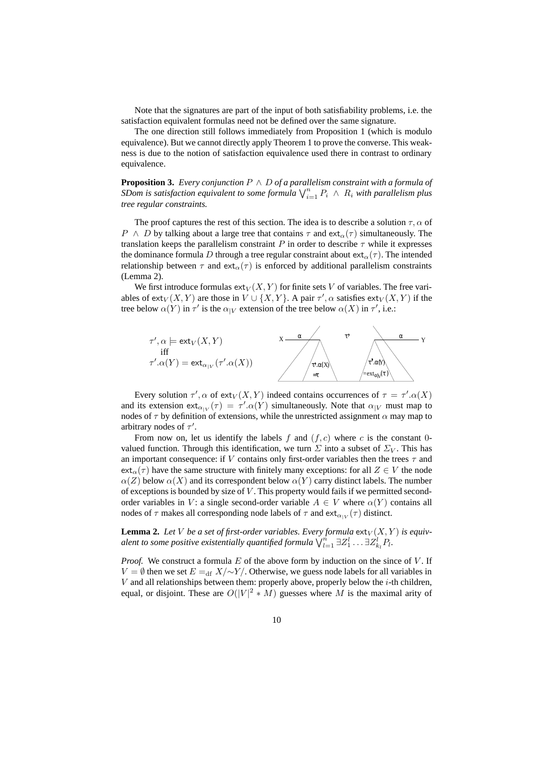Note that the signatures are part of the input of both satisfiability problems, i.e. the satisfaction equivalent formulas need not be defined over the same signature.

The one direction still follows immediately from Proposition 1 (which is modulo equivalence). But we cannot directly apply Theorem 1 to prove the converse. This weakness is due to the notion of satisfaction equivalence used there in contrast to ordinary equivalence.

**Proposition 3.** *Every conjunction $P \wedge D$ of a parallelism constraint with a formula of SDom is satisfaction equivalent to some formula $\bigvee_{i=1}^{n} P_i \wedge R_i$ with parallelism plus tree regular constraints.*

The proof captures the rest of this section. The idea is to describe a solution $\tau, \alpha$ of $P \wedge D$ by talking about a large tree that contains $\tau$ and $\mathsf{ext}_\alpha(\tau)$ simultaneously. The translation keeps the parallelism constraint $P$ in order to describe $\tau$ while it expresses the dominance formula $D$ through a tree regular constraint about $\mathsf{ext}_\alpha(\tau)$. The intended relationship between $\tau$ and $\mathsf{ext}_\alpha(\tau)$ is enforced by additional parallelism constraints (Lemma 2).

We first introduce formulas $\mathsf{ext}_V(X, Y)$ for finite sets $V$ of variables. The free variables of $\mathsf{ext}_V(X, Y)$ are those in $V \cup \{X, Y\}$. A pair $\tau', \alpha$ satisfies $\mathsf{ext}_V(X, Y)$ if the tree below $\alpha(Y)$ in $\tau'$ is the $\alpha_{|V}$ extension of the tree below $\alpha(X)$ in $\tau'$, i.e.:

$$\tau', \alpha \models \mathsf{ext}_V(X, Y) \quad \text{iff} \quad \tau'.\alpha(Y) = \mathsf{ext}_{\alpha_{|V}}(\tau'.\alpha(X))$$

Every solution $\tau', \alpha$ of $\mathsf{ext}_V(X, Y)$ indeed contains occurrences of $\tau = \tau'.\alpha(X)$ and its extension $\mathsf{ext}_{\alpha_{|V}}(\tau) = \tau'.\alpha(Y)$ simultaneously. Note that $\alpha_{|V}$ must map to nodes of $\tau$ by definition of extensions, while the unrestricted assignment $\alpha$ may map to arbitrary nodes of $\tau'$.

From now on, let us identify the labels $f$ and $(f, c)$ where $c$ is the constant 0-valued function. Through this identification, we turn $\Sigma$ into a subset of $\Sigma_V$. This has an important consequence: if $V$ contains only first-order variables then the trees $\tau$ and $\mathsf{ext}_\alpha(\tau)$ have the same structure with finitely many exceptions: for all $Z \in V$ the node $\alpha(Z)$ below $\alpha(X)$ and its correspondent below $\alpha(Y)$ carry distinct labels. The number of exceptions is bounded by size of $V$. This property would fails if we permitted second-order variables in $V$: a single second-order variable $A \in V$ where $\alpha(Y)$ contains all nodes of $\tau$ makes all corresponding node labels of $\tau$ and $\mathsf{ext}_{\alpha_{|V}}(\tau)$ distinct.

**Lemma 2.** *Let $V$ be a set of first-order variables. Every formula $\mathsf{ext}_V(X, Y)$ is equivalent to some positive existentially quantified formula $\bigvee_{l=1}^{n} \exists Z_1^l \ldots \exists Z_{k_l}^l P_l$.*

*Proof.* We construct a formula $E$ of the above form by induction on the since of $V$. If $V = \emptyset$ then we set $E =_{\mathrm{df}} X/{\sim}Y/$. Otherwise, we guess node labels for all variables in $V$ and all relationships between them: properly above, properly below the $i$-th children, equal, or disjoint. These are $O(|V|^2 * M)$ guesses where $M$ is the maximal arity of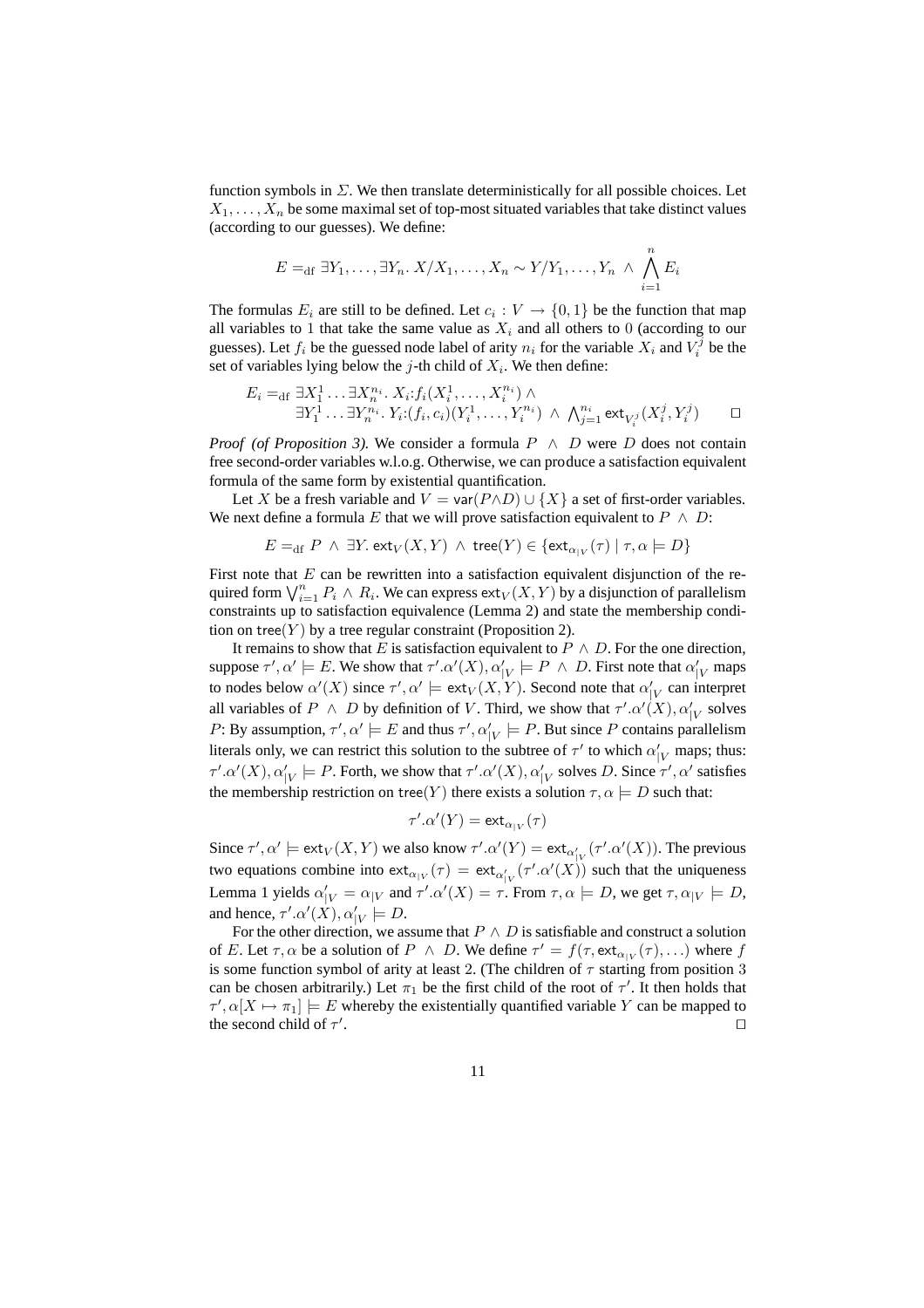function symbols in $\Sigma$. We then translate deterministically for all possible choices. Let $X_1, \ldots, X_n$ be some maximal set of top-most situated variables that take distinct values (according to our guesses). We define:

$$E =_{\mathrm{df}} \exists Y_1, \ldots, \exists Y_n.\ X/X_1, \ldots, X_n \sim Y/Y_1, \ldots, Y_n \ \wedge\ \bigwedge_{i=1}^{n} E_i$$

The formulas $E_i$ are still to be defined. Let $c_i : V \to \{0, 1\}$ be the function that map all variables to 1 that take the same value as $X_i$ and all others to 0 (according to our guesses). Let $f_i$ be the guessed node label of arity $n_i$ for the variable $X_i$ and $V_i^j$ be the set of variables lying below the $j$-th child of $X_i$. We then define:

$$\begin{aligned} E_i =_{\mathrm{df}}\ & \exists X_1^1 \ldots \exists X_n^{n_i}.\ X_i{:}f_i(X_i^1, \ldots, X_i^{n_i}) \ \wedge \\ & \exists Y_1^1 \ldots \exists Y_n^{n_i}.\ Y_i{:}(f_i, c_i)(Y_i^1, \ldots, Y_i^{n_i}) \ \wedge\ \textstyle\bigwedge_{j=1}^{n_i} \mathsf{ext}_{V_i^j}(X_i^j, Y_i^j) \end{aligned}$$

□

*Proof (of Proposition 3).* We consider a formula $P \ \wedge\ D$ were $D$ does not contain free second-order variables w.l.o.g. Otherwise, we can produce a satisfaction equivalent formula of the same form by existential quantification.

Let $X$ be a fresh variable and $V = \mathsf{var}(P \wedge D) \cup \{X\}$ a set of first-order variables. We next define a formula $E$ that we will prove satisfaction equivalent to $P \ \wedge\ D$:

$$E =_{\mathrm{df}} P \ \wedge\ \exists Y.\ \mathsf{ext}_V(X, Y) \ \wedge\ \mathsf{tree}(Y) \in \{\mathsf{ext}_{\alpha_{|V}}(\tau) \mid \tau, \alpha \models D\}$$

First note that $E$ can be rewritten into a satisfaction equivalent disjunction of the required form $\bigvee_{i=1}^{n} P_i \wedge R_i$. We can express $\mathsf{ext}_V(X, Y)$ by a disjunction of parallelism constraints up to satisfaction equivalence (Lemma 2) and state the membership condition on $\mathsf{tree}(Y)$ by a tree regular constraint (Proposition 2).

It remains to show that $E$ is satisfaction equivalent to $P \wedge D$. For the one direction, suppose $\tau', \alpha' \models E$. We show that $\tau'.\alpha'(X), \alpha'_{|V} \models P \ \wedge\ D$. First note that $\alpha'_{|V}$ maps to nodes below $\alpha'(X)$ since $\tau', \alpha' \models \mathsf{ext}_V(X, Y)$. Second note that $\alpha'_{|V}$ can interpret all variables of $P \ \wedge\ D$ by definition of $V$. Third, we show that $\tau'.\alpha'(X), \alpha'_{|V}$ solves $P$: By assumption, $\tau', \alpha' \models E$ and thus $\tau', \alpha'_{|V} \models P$. But since $P$ contains parallelism literals only, we can restrict this solution to the subtree of $\tau'$ to which $\alpha'_{|V}$ maps; thus: $\tau'.\alpha'(X), \alpha'_{|V} \models P$. Forth, we show that $\tau'.\alpha'(X), \alpha'_{|V}$ solves $D$. Since $\tau', \alpha'$ satisfies the membership restriction on $\mathsf{tree}(Y)$ there exists a solution $\tau, \alpha \models D$ such that:

$$\tau'.\alpha'(Y) = \mathsf{ext}_{\alpha_{|V}}(\tau)$$

Since $\tau', \alpha' \models \mathsf{ext}_V(X, Y)$ we also know $\tau'.\alpha'(Y) = \mathsf{ext}_{\alpha'_{|V}}(\tau'.\alpha'(X))$. The previous two equations combine into $\mathsf{ext}_{\alpha_{|V}}(\tau) = \mathsf{ext}_{\alpha'_{|V}}(\tau'.\alpha'(X))$ such that the uniqueness Lemma 1 yields $\alpha'_{|V} = \alpha_{|V}$ and $\tau'.\alpha'(X) = \tau$. From $\tau, \alpha \models D$, we get $\tau, \alpha_{|V} \models D$, and hence, $\tau'.\alpha'(X), \alpha'_{|V} \models D$.

For the other direction, we assume that $P \wedge D$ is satisfiable and construct a solution of $E$. Let $\tau, \alpha$ be a solution of $P \ \wedge\ D$. We define $\tau' = f(\tau, \mathsf{ext}_{\alpha_{|V}}(\tau), \ldots)$ where $f$ is some function symbol of arity at least 2. (The children of $\tau$ starting from position 3 can be chosen arbitrarily.) Let $\pi_1$ be the first child of the root of $\tau'$. It then holds that $\tau', \alpha[X \mapsto \pi_1] \models E$ whereby the existentially quantified variable $Y$ can be mapped to the second child of $\tau'$. □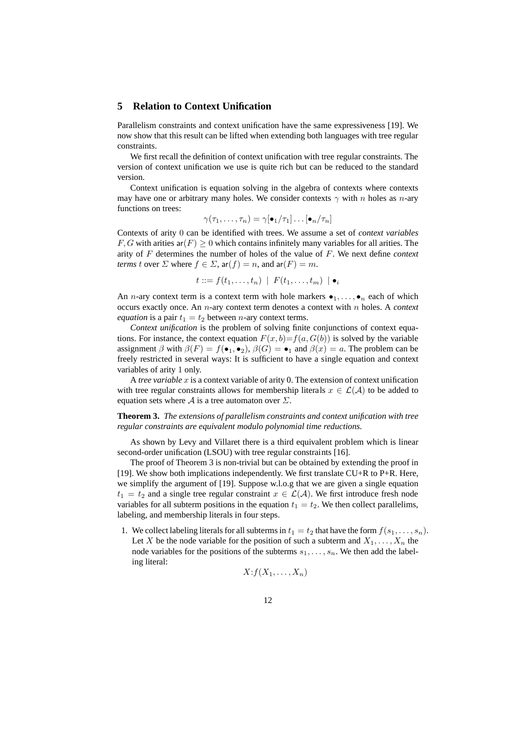## 5 Relation to Context Unification

Parallelism constraints and context unification have the same expressiveness [19]. We now show that this result can be lifted when extending both languages with tree regular constraints.

We first recall the definition of context unification with tree regular constraints. The version of context unification we use is quite rich but can be reduced to the standard version.

Context unification is equation solving in the algebra of contexts where contexts may have one or arbitrary many holes. We consider contexts $\gamma$ with $n$ holes as $n$-ary functions on trees:

$$\gamma(\tau_1, \dots, \tau_n) = \gamma[\bullet_1/\tau_1] \dots [\bullet_n/\tau_n]$$

Contexts of arity $0$ can be identified with trees. We assume a set of *context variables* $F, G$ with arities $\mathsf{ar}(F) \geq 0$ which contains infinitely many variables for all arities. The arity of $F$ determines the number of holes of the value of $F$. We next define *context terms* $t$ over $\Sigma$ where $f \in \Sigma$, $\mathsf{ar}(f) = n$, and $\mathsf{ar}(F) = m$.

$$t ::= f(t_1, \dots, t_n) \;\mid\; F(t_1, \dots, t_m) \;\mid \bullet_i$$

An $n$-ary context term is a context term with hole markers $\bullet_1, \dots, \bullet_n$ each of which occurs exactly once. An $n$-ary context term denotes a context with $n$ holes. A *context equation* is a pair $t_1 = t_2$ between $n$-ary context terms.

*Context unification* is the problem of solving finite conjunctions of context equations. For instance, the context equation $F(x, b) = f(a, G(b))$ is solved by the variable assignment $\beta$ with $\beta(F) = f(\bullet_1, \bullet_2)$, $\beta(G) = \bullet_1$ and $\beta(x) = a$. The problem can be freely restricted in several ways: It is sufficient to have a single equation and context variables of arity 1 only.

A *tree variable* $x$ is a context variable of arity 0. The extension of context unification with tree regular constraints allows for membership literals $x \in \mathcal{L}(\mathcal{A})$ to be added to equation sets where $\mathcal{A}$ is a tree automaton over $\Sigma$.

**Theorem 3.** *The extensions of parallelism constraints and context unification with tree regular constraints are equivalent modulo polynomial time reductions.*

As shown by Levy and Villaret there is a third equivalent problem which is linear second-order unification (LSOU) with tree regular constraints [16].

The proof of Theorem 3 is non-trivial but can be obtained by extending the proof in [19]. We show both implications independently. We first translate CU+R to P+R. Here, we simplify the argument of [19]. Suppose w.l.o.g that we are given a single equation $t_1 = t_2$ and a single tree regular constraint $x \in \mathcal{L}(\mathcal{A})$. We first introduce fresh node variables for all subterm positions in the equation $t_1 = t_2$. We then collect parallelims, labeling, and membership literals in four steps.

1. We collect labeling literals for all subterms in $t_1 = t_2$ that have the form $f(s_1, \dots, s_n)$. Let $X$ be the node variable for the position of such a subterm and $X_1, \dots, X_n$ the node variables for the positions of the subterms $s_1, \dots, s_n$. We then add the labeling literal:

$$X{:}f(X_1, \dots, X_n)$$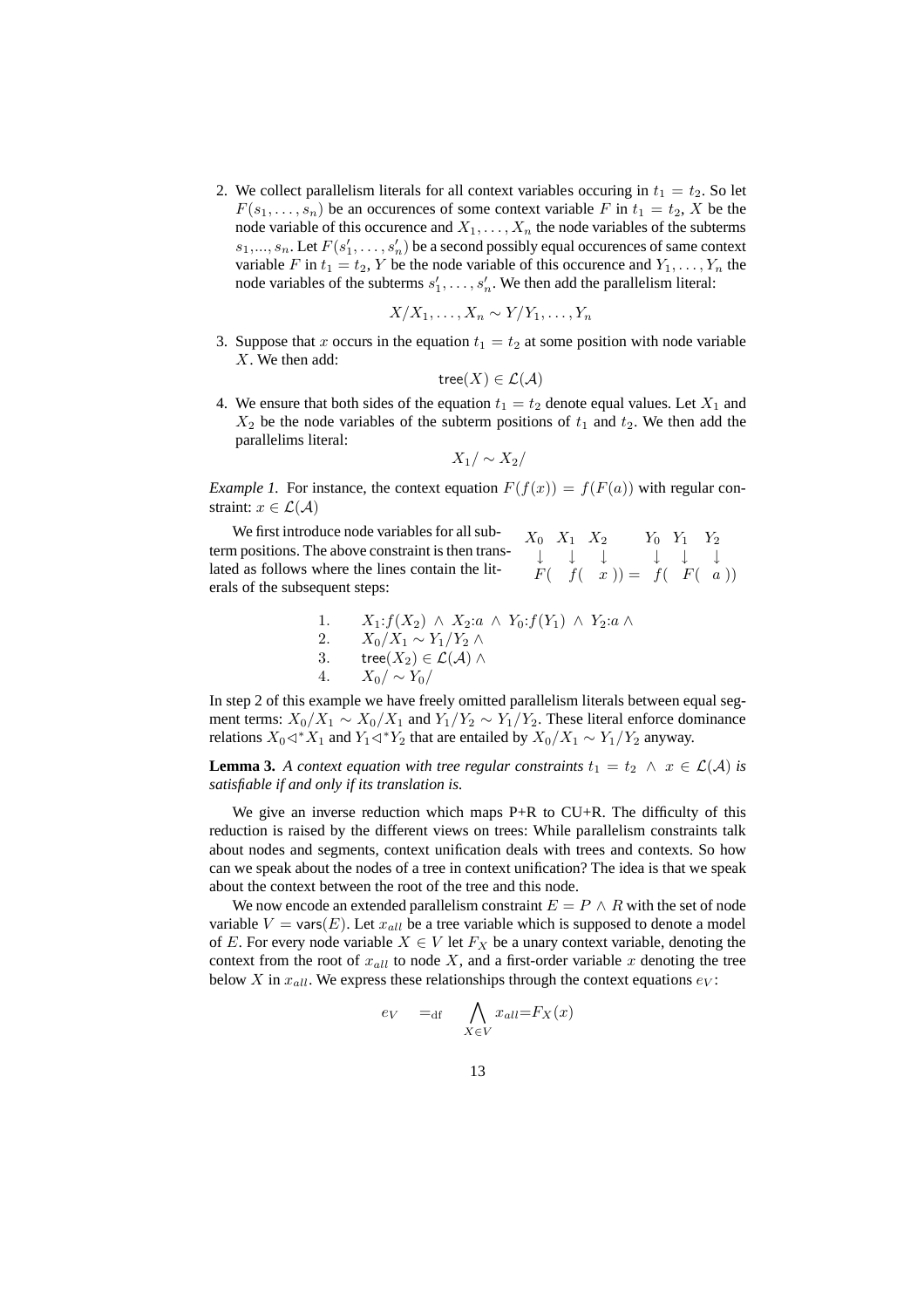2. We collect parallelism literals for all context variables occuring in $t_1 = t_2$. So let $F(s_1, \ldots, s_n)$ be an occurences of some context variable $F$ in $t_1 = t_2$, $X$ be the node variable of this occurence and $X_1, \ldots, X_n$ the node variables of the subterms $s_1,..., s_n$. Let $F(s'_1, \ldots, s'_n)$ be a second possibly equal occurences of same context variable $F$ in $t_1 = t_2$, $Y$ be the node variable of this occurence and $Y_1, \ldots, Y_n$ the node variables of the subterms $s'_1, \ldots, s'_n$. We then add the parallelism literal:

$$X/X_1, \ldots, X_n \sim Y/Y_1, \ldots, Y_n$$

3. Suppose that $x$ occurs in the equation $t_1 = t_2$ at some position with node variable $X$. We then add:

$$\mathsf{tree}(X) \in \mathcal{L}(\mathcal{A})$$

4. We ensure that both sides of the equation $t_1 = t_2$ denote equal values. Let $X_1$ and $X_2$ be the node variables of the subterm positions of $t_1$ and $t_2$. We then add the parallelims literal:

$$X_1/ \sim X_2/$$

*Example 1.* For instance, the context equation $F(f(x)) = f(F(a))$ with regular constraint: $x \in \mathcal{L}(\mathcal{A})$

We first introduce node variables for all subterm positions. The above constraint is then translated as follows where the lines contain the literals of the subsequent steps:

$$\begin{array}{cccccc} X_0 & X_1 & X_2 & Y_0 & Y_1 & Y_2 \\ \downarrow & \downarrow & \downarrow & \downarrow & \downarrow & \downarrow \\ F( & f( & x\,)) = & f( & F( & a\,)) \end{array}$$

$$\begin{array}{ll} 1. & X_1{:}f(X_2) \,\wedge\, X_2{:}a \,\wedge\, Y_0{:}f(Y_1) \,\wedge\, Y_2{:}a \,\wedge \\ 2. & X_0/X_1 \sim Y_1/Y_2 \,\wedge \\ 3. & \mathsf{tree}(X_2) \in \mathcal{L}(\mathcal{A}) \,\wedge \\ 4. & X_0/ \sim Y_0/ \end{array}$$

In step 2 of this example we have freely omitted parallelism literals between equal segment terms: $X_0/X_1 \sim X_0/X_1$ and $Y_1/Y_2 \sim Y_1/Y_2$. These literal enforce dominance relations $X_0 \triangleleft^* X_1$ and $Y_1 \triangleleft^* Y_2$ that are entailed by $X_0/X_1 \sim Y_1/Y_2$ anyway.

**Lemma 3.** *A context equation with tree regular constraints $t_1 = t_2 \,\wedge\, x \in \mathcal{L}(\mathcal{A})$ is satisfiable if and only if its translation is.*

We give an inverse reduction which maps P+R to CU+R. The difficulty of this reduction is raised by the different views on trees: While parallelism constraints talk about nodes and segments, context unification deals with trees and contexts. So how can we speak about the nodes of a tree in context unification? The idea is that we speak about the context between the root of the tree and this node.

We now encode an extended parallelism constraint $E = P \wedge R$ with the set of node variable $V = \mathsf{vars}(E)$. Let $x_{all}$ be a tree variable which is supposed to denote a model of $E$. For every node variable $X \in V$ let $F_X$ be a unary context variable, denoting the context from the root of $x_{all}$ to node $X$, and a first-order variable $x$ denoting the tree below $X$ in $x_{all}$. We express these relationships through the context equations $e_V$:

$$e_V \quad =_{\mathrm{df}} \quad \bigwedge_{X \in V} x_{all} = F_X(x)$$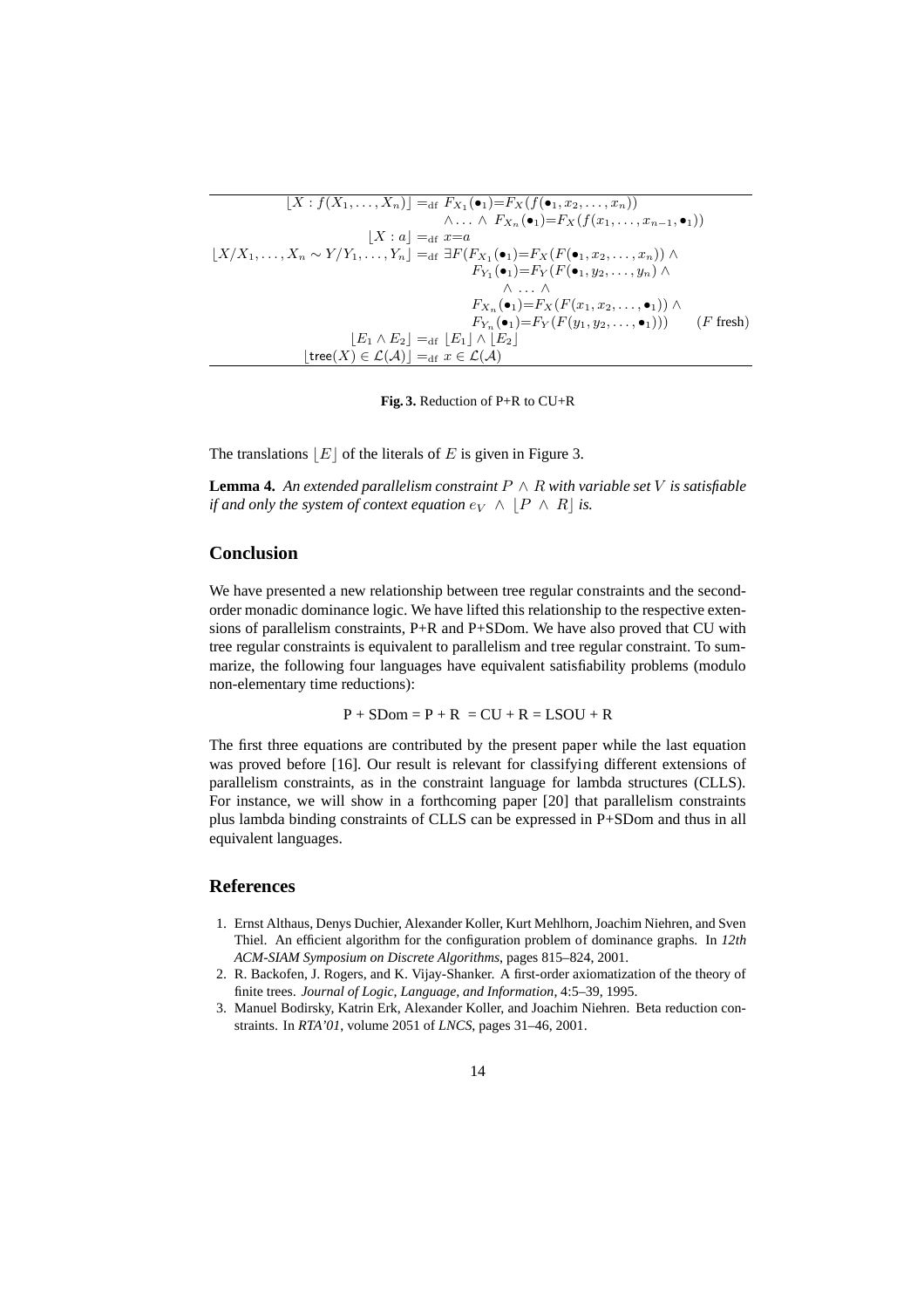$$
\begin{aligned}
\lfloor X : f(X_1,\ldots,X_n)\rfloor &=_{\mathrm{df}} F_{X_1}(\bullet_1){=}F_X(f(\bullet_1,x_2,\ldots,x_n)) \\
&\quad \wedge \ldots \wedge\ F_{X_n}(\bullet_1){=}F_X(f(x_1,\ldots,x_{n-1},\bullet_1)) \\
\lfloor X : a\rfloor &=_{\mathrm{df}} x{=}a \\
\lfloor X/X_1,\ldots,X_n \sim Y/Y_1,\ldots,Y_n\rfloor &=_{\mathrm{df}} \exists F(F_{X_1}(\bullet_1){=}F_X(F(\bullet_1,x_2,\ldots,x_n)) \wedge \\
&\qquad F_{Y_1}(\bullet_1){=}F_Y(F(\bullet_1,y_2,\ldots,y_n) \wedge \\
&\qquad\quad \wedge\ \ldots\ \wedge \\
&\qquad F_{X_n}(\bullet_1){=}F_X(F(x_1,x_2,\ldots,\bullet_1)) \wedge \\
&\qquad F_{Y_n}(\bullet_1){=}F_Y(F(y_1,y_2,\ldots,\bullet_1))) \qquad (F \text{ fresh}) \\
\lfloor E_1 \wedge E_2\rfloor &=_{\mathrm{df}} \lfloor E_1\rfloor \wedge \lfloor E_2\rfloor \\
\lfloor \mathsf{tree}(X) \in \mathcal{L}(\mathcal{A})\rfloor &=_{\mathrm{df}} x \in \mathcal{L}(\mathcal{A})
\end{aligned}
$$

**Fig. 3.** Reduction of P+R to CU+R

The translations $\lfloor E\rfloor$ of the literals of $E$ is given in Figure 3.

**Lemma 4.** *An extended parallelism constraint $P \wedge R$ with variable set $V$ is satisfiable if and only the system of context equation $e_V \wedge \lfloor P \wedge R\rfloor$ is.*

## Conclusion

We have presented a new relationship between tree regular constraints and the second-order monadic dominance logic. We have lifted this relationship to the respective extensions of parallelism constraints, P+R and P+SDom. We have also proved that CU with tree regular constraints is equivalent to parallelism and tree regular constraint. To summarize, the following four languages have equivalent satisfiability problems (modulo non-elementary time reductions):

P + SDom = P + R = CU + R = LSOU + R

The first three equations are contributed by the present paper while the last equation was proved before [16]. Our result is relevant for classifying different extensions of parallelism constraints, as in the constraint language for lambda structures (CLLS). For instance, we will show in a forthcoming paper [20] that parallelism constraints plus lambda binding constraints of CLLS can be expressed in P+SDom and thus in all equivalent languages.

## References

1. Ernst Althaus, Denys Duchier, Alexander Koller, Kurt Mehlhorn, Joachim Niehren, and Sven Thiel. An efficient algorithm for the configuration problem of dominance graphs. In *12th ACM-SIAM Symposium on Discrete Algorithms*, pages 815–824, 2001.
2. R. Backofen, J. Rogers, and K. Vijay-Shanker. A first-order axiomatization of the theory of finite trees. *Journal of Logic, Language, and Information*, 4:5–39, 1995.
3. Manuel Bodirsky, Katrin Erk, Alexander Koller, and Joachim Niehren. Beta reduction constraints. In *RTA'01*, volume 2051 of *LNCS*, pages 31–46, 2001.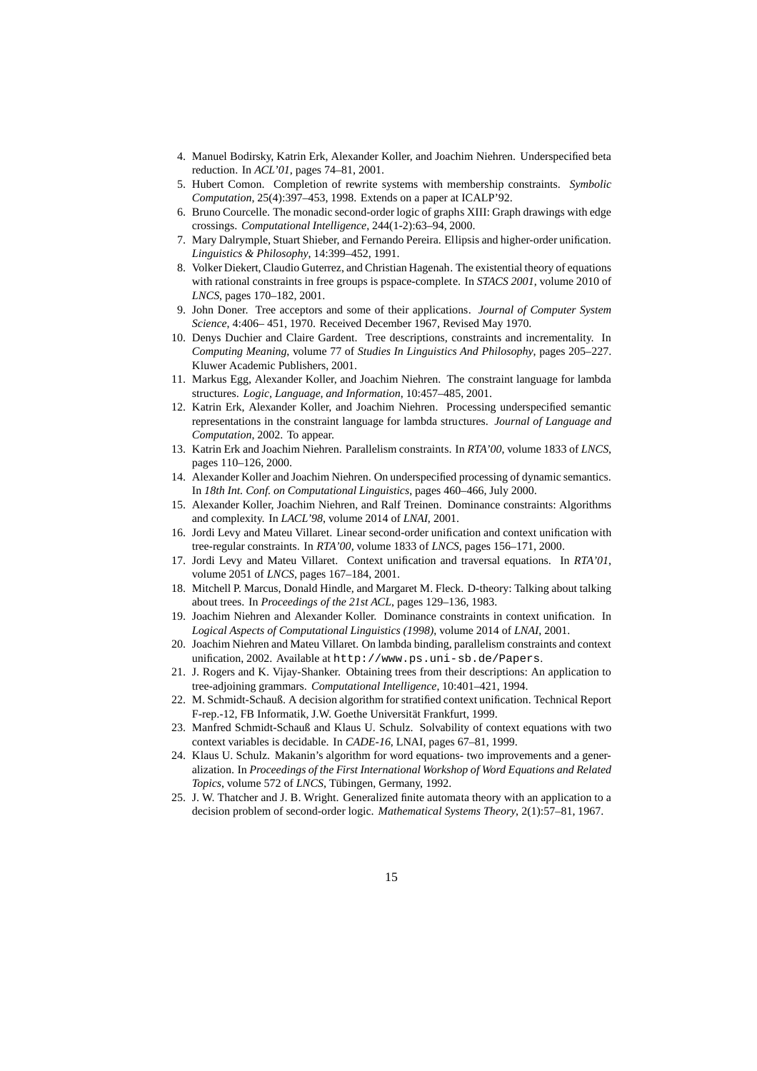4. Manuel Bodirsky, Katrin Erk, Alexander Koller, and Joachim Niehren. Underspecified beta reduction. In *ACL'01*, pages 74–81, 2001.
5. Hubert Comon. Completion of rewrite systems with membership constraints. *Symbolic Computation*, 25(4):397–453, 1998. Extends on a paper at ICALP'92.
6. Bruno Courcelle. The monadic second-order logic of graphs XIII: Graph drawings with edge crossings. *Computational Intelligence*, 244(1-2):63–94, 2000.
7. Mary Dalrymple, Stuart Shieber, and Fernando Pereira. Ellipsis and higher-order unification. *Linguistics & Philosophy*, 14:399–452, 1991.
8. Volker Diekert, Claudio Guterrez, and Christian Hagenah. The existential theory of equations with rational constraints in free groups is pspace-complete. In *STACS 2001*, volume 2010 of *LNCS*, pages 170–182, 2001.
9. John Doner. Tree acceptors and some of their applications. *Journal of Computer System Science*, 4:406– 451, 1970. Received December 1967, Revised May 1970.
10. Denys Duchier and Claire Gardent. Tree descriptions, constraints and incrementality. In *Computing Meaning*, volume 77 of *Studies In Linguistics And Philosophy*, pages 205–227. Kluwer Academic Publishers, 2001.
11. Markus Egg, Alexander Koller, and Joachim Niehren. The constraint language for lambda structures. *Logic, Language, and Information*, 10:457–485, 2001.
12. Katrin Erk, Alexander Koller, and Joachim Niehren. Processing underspecified semantic representations in the constraint language for lambda structures. *Journal of Language and Computation*, 2002. To appear.
13. Katrin Erk and Joachim Niehren. Parallelism constraints. In *RTA'00*, volume 1833 of *LNCS*, pages 110–126, 2000.
14. Alexander Koller and Joachim Niehren. On underspecified processing of dynamic semantics. In *18th Int. Conf. on Computational Linguistics*, pages 460–466, July 2000.
15. Alexander Koller, Joachim Niehren, and Ralf Treinen. Dominance constraints: Algorithms and complexity. In *LACL'98*, volume 2014 of *LNAI*, 2001.
16. Jordi Levy and Mateu Villaret. Linear second-order unification and context unification with tree-regular constraints. In *RTA'00*, volume 1833 of *LNCS*, pages 156–171, 2000.
17. Jordi Levy and Mateu Villaret. Context unification and traversal equations. In *RTA'01*, volume 2051 of *LNCS*, pages 167–184, 2001.
18. Mitchell P. Marcus, Donald Hindle, and Margaret M. Fleck. D-theory: Talking about talking about trees. In *Proceedings of the 21st ACL*, pages 129–136, 1983.
19. Joachim Niehren and Alexander Koller. Dominance constraints in context unification. In *Logical Aspects of Computational Linguistics (1998)*, volume 2014 of *LNAI*, 2001.
20. Joachim Niehren and Mateu Villaret. On lambda binding, parallelism constraints and context unification, 2002. Available at `http://www.ps.uni-sb.de/Papers`.
21. J. Rogers and K. Vijay-Shanker. Obtaining trees from their descriptions: An application to tree-adjoining grammars. *Computational Intelligence*, 10:401–421, 1994.
22. M. Schmidt-Schauß. A decision algorithm for stratified context unification. Technical Report F-rep.-12, FB Informatik, J.W. Goethe Universität Frankfurt, 1999.
23. Manfred Schmidt-Schauß and Klaus U. Schulz. Solvability of context equations with two context variables is decidable. In *CADE-16*, LNAI, pages 67–81, 1999.
24. Klaus U. Schulz. Makanin's algorithm for word equations- two improvements and a generalization. In *Proceedings of the First International Workshop of Word Equations and Related Topics*, volume 572 of *LNCS*, Tübingen, Germany, 1992.
25. J. W. Thatcher and J. B. Wright. Generalized finite automata theory with an application to a decision problem of second-order logic. *Mathematical Systems Theory*, 2(1):57–81, 1967.